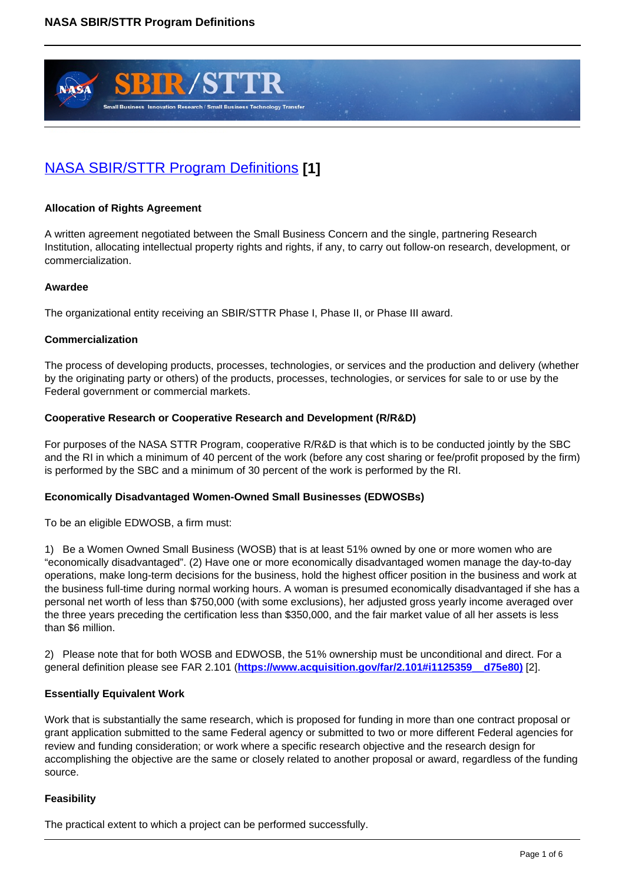# NASA SBIR/STTR Program Definitions [1]

**Allocation of Rights Agreement**

A written agreement negotiated between the Small Business Concern and the single, partnering Research Institution, allocating intellectual property rights and rights, if any, to carry out follow-on research, development, or commercialization.

**Awardee**

The organizational entity receiving an SBIR/STTR Phase I, Phase II, or Phase III award.

**Commercialization**

The process of developing products, processes, technologies, or services and the production and delivery (whether by the originating party or others) of the products, processes, technologies, or services for sale to or use by the Federal government or commercial markets.

**Cooperative Research or Cooperative Research and Development (R/R&D)**

For purposes of the NASA STTR Program, cooperative R/R&D is that which is to be conducted jointly by the SBC and the RI in which a minimum of 40 percent of the work (before any cost sharing or fee/profit proposed by the firm) is performed by the SBC and a minimum of 30 percent of the work is performed by the RI.

**Economically Disadvantaged Women-Owned Small Businesses (EDWOSBs)**

To be an eligible EDWOSB, a firm must:

1) Be a Women Owned Small Business (WOSB) that is at least 51% owned by one or more women who are "economically disadvantaged". (2) Have one or more economically disadvantaged women manage the day-to-day operations, make long-term decisions for the business, hold the highest officer position in the business and work at the business full-time during normal working hours. A woman is presumed economically disadvantaged if she has a personal net worth of less than $750,000 (with some exclusions), her adjusted gross yearly income averaged over the three years preceding the certification less than $350,000, and the fair market value of all her assets is less than $6 million.

2) Please note that for both WOSB and EDWOSB, the 51% ownership must be unconditional and direct. For a general definition please see FAR 2.101 (**https://www.acquisition.gov/far/2.101#i1125359__d75e80)** [2].

**Essentially Equivalent Work**

Work that is substantially the same research, which is proposed for funding in more than one contract proposal or grant application submitted to the same Federal agency or submitted to two or more different Federal agencies for review and funding consideration; or work where a specific research objective and the research design for accomplishing the objective are the same or closely related to another proposal or award, regardless of the funding source.

**Feasibility**

The practical extent to which a project can be performed successfully.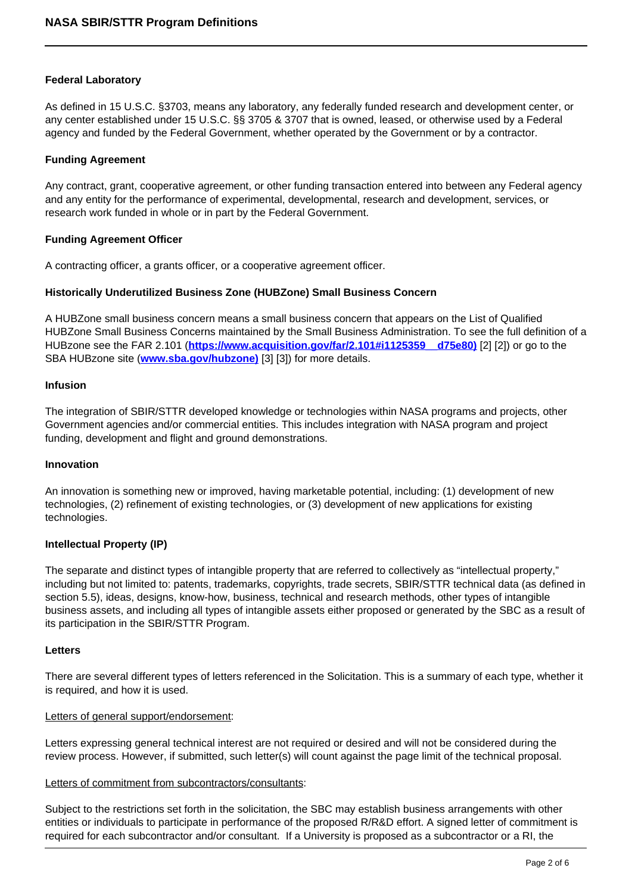**Federal Laboratory**

As defined in 15 U.S.C. §3703, means any laboratory, any federally funded research and development center, or any center established under 15 U.S.C. §§ 3705 & 3707 that is owned, leased, or otherwise used by a Federal agency and funded by the Federal Government, whether operated by the Government or by a contractor.

**Funding Agreement**

Any contract, grant, cooperative agreement, or other funding transaction entered into between any Federal agency and any entity for the performance of experimental, developmental, research and development, services, or research work funded in whole or in part by the Federal Government.

**Funding Agreement Officer**

A contracting officer, a grants officer, or a cooperative agreement officer.

**Historically Underutilized Business Zone (HUBZone) Small Business Concern**

A HUBZone small business concern means a small business concern that appears on the List of Qualified HUBZone Small Business Concerns maintained by the Small Business Administration. To see the full definition of a HUBzone see the FAR 2.101 (**https://www.acquisition.gov/far/2.101#i1125359__d75e80)** [2] [2]) or go to the SBA HUBzone site (**www.sba.gov/hubzone)** [3] [3]) for more details.

**Infusion**

The integration of SBIR/STTR developed knowledge or technologies within NASA programs and projects, other Government agencies and/or commercial entities. This includes integration with NASA program and project funding, development and flight and ground demonstrations.

**Innovation**

An innovation is something new or improved, having marketable potential, including: (1) development of new technologies, (2) refinement of existing technologies, or (3) development of new applications for existing technologies.

**Intellectual Property (IP)**

The separate and distinct types of intangible property that are referred to collectively as "intellectual property," including but not limited to: patents, trademarks, copyrights, trade secrets, SBIR/STTR technical data (as defined in section 5.5), ideas, designs, know-how, business, technical and research methods, other types of intangible business assets, and including all types of intangible assets either proposed or generated by the SBC as a result of its participation in the SBIR/STTR Program.

**Letters**

There are several different types of letters referenced in the Solicitation. This is a summary of each type, whether it is required, and how it is used.

Letters of general support/endorsement:

Letters expressing general technical interest are not required or desired and will not be considered during the review process. However, if submitted, such letter(s) will count against the page limit of the technical proposal.

Letters of commitment from subcontractors/consultants:

Subject to the restrictions set forth in the solicitation, the SBC may establish business arrangements with other entities or individuals to participate in performance of the proposed R/R&D effort. A signed letter of commitment is required for each subcontractor and/or consultant. If a University is proposed as a subcontractor or a RI, the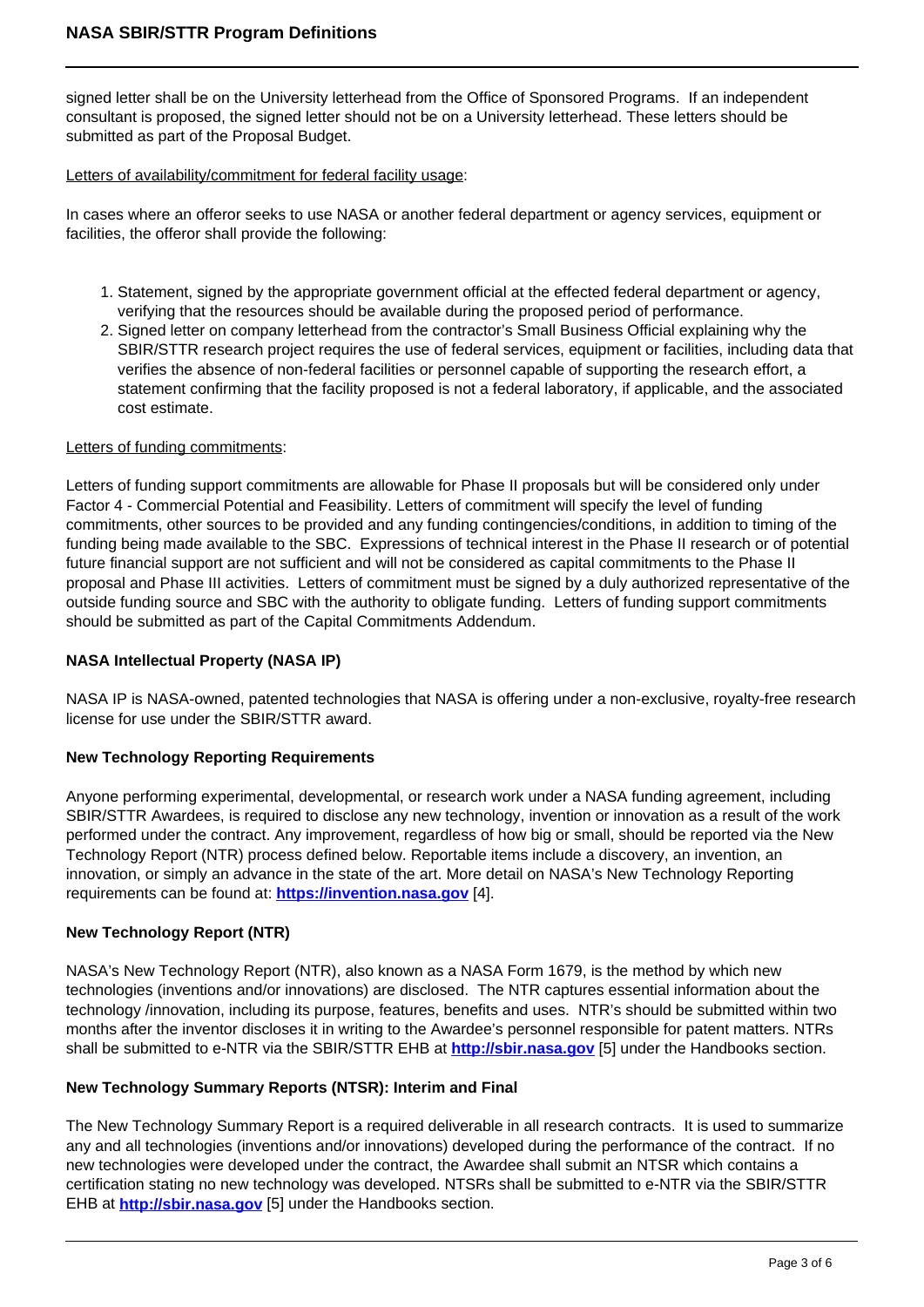signed letter shall be on the University letterhead from the Office of Sponsored Programs. If an independent consultant is proposed, the signed letter should not be on a University letterhead. These letters should be submitted as part of the Proposal Budget.

Letters of availability/commitment for federal facility usage:

In cases where an offeror seeks to use NASA or another federal department or agency services, equipment or facilities, the offeror shall provide the following:

1. Statement, signed by the appropriate government official at the effected federal department or agency, verifying that the resources should be available during the proposed period of performance.
2. Signed letter on company letterhead from the contractor's Small Business Official explaining why the SBIR/STTR research project requires the use of federal services, equipment or facilities, including data that verifies the absence of non-federal facilities or personnel capable of supporting the research effort, a statement confirming that the facility proposed is not a federal laboratory, if applicable, and the associated cost estimate.

Letters of funding commitments:

Letters of funding support commitments are allowable for Phase II proposals but will be considered only under Factor 4 - Commercial Potential and Feasibility. Letters of commitment will specify the level of funding commitments, other sources to be provided and any funding contingencies/conditions, in addition to timing of the funding being made available to the SBC. Expressions of technical interest in the Phase II research or of potential future financial support are not sufficient and will not be considered as capital commitments to the Phase II proposal and Phase III activities. Letters of commitment must be signed by a duly authorized representative of the outside funding source and SBC with the authority to obligate funding. Letters of funding support commitments should be submitted as part of the Capital Commitments Addendum.

**NASA Intellectual Property (NASA IP)**

NASA IP is NASA-owned, patented technologies that NASA is offering under a non-exclusive, royalty-free research license for use under the SBIR/STTR award.

**New Technology Reporting Requirements**

Anyone performing experimental, developmental, or research work under a NASA funding agreement, including SBIR/STTR Awardees, is required to disclose any new technology, invention or innovation as a result of the work performed under the contract. Any improvement, regardless of how big or small, should be reported via the New Technology Report (NTR) process defined below. Reportable items include a discovery, an invention, an innovation, or simply an advance in the state of the art. More detail on NASA's New Technology Reporting requirements can be found at: **https://invention.nasa.gov** [4].

**New Technology Report (NTR)**

NASA's New Technology Report (NTR), also known as a NASA Form 1679, is the method by which new technologies (inventions and/or innovations) are disclosed. The NTR captures essential information about the technology /innovation, including its purpose, features, benefits and uses. NTR's should be submitted within two months after the inventor discloses it in writing to the Awardee's personnel responsible for patent matters. NTRs shall be submitted to e-NTR via the SBIR/STTR EHB at **http://sbir.nasa.gov** [5] under the Handbooks section.

**New Technology Summary Reports (NTSR): Interim and Final**

The New Technology Summary Report is a required deliverable in all research contracts. It is used to summarize any and all technologies (inventions and/or innovations) developed during the performance of the contract. If no new technologies were developed under the contract, the Awardee shall submit an NTSR which contains a certification stating no new technology was developed. NTSRs shall be submitted to e-NTR via the SBIR/STTR EHB at **http://sbir.nasa.gov** [5] under the Handbooks section.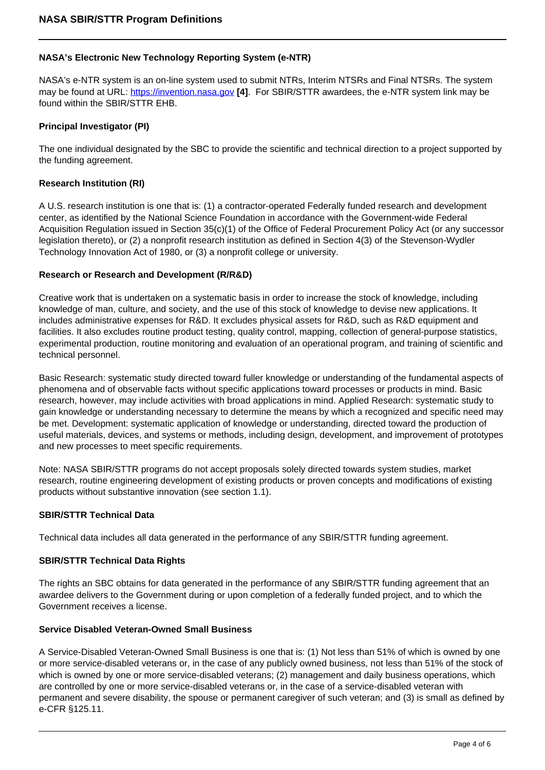### NASA's Electronic New Technology Reporting System (e-NTR)

NASA's e-NTR system is an on-line system used to submit NTRs, Interim NTSRs and Final NTSRs. The system may be found at URL: https://invention.nasa.gov **[4]**. For SBIR/STTR awardees, the e-NTR system link may be found within the SBIR/STTR EHB.

### Principal Investigator (PI)

The one individual designated by the SBC to provide the scientific and technical direction to a project supported by the funding agreement.

### Research Institution (RI)

A U.S. research institution is one that is: (1) a contractor-operated Federally funded research and development center, as identified by the National Science Foundation in accordance with the Government-wide Federal Acquisition Regulation issued in Section 35(c)(1) of the Office of Federal Procurement Policy Act (or any successor legislation thereto), or (2) a nonprofit research institution as defined in Section 4(3) of the Stevenson-Wydler Technology Innovation Act of 1980, or (3) a nonprofit college or university.

### Research or Research and Development (R/R&D)

Creative work that is undertaken on a systematic basis in order to increase the stock of knowledge, including knowledge of man, culture, and society, and the use of this stock of knowledge to devise new applications. It includes administrative expenses for R&D. It excludes physical assets for R&D, such as R&D equipment and facilities. It also excludes routine product testing, quality control, mapping, collection of general-purpose statistics, experimental production, routine monitoring and evaluation of an operational program, and training of scientific and technical personnel.

Basic Research: systematic study directed toward fuller knowledge or understanding of the fundamental aspects of phenomena and of observable facts without specific applications toward processes or products in mind. Basic research, however, may include activities with broad applications in mind. Applied Research: systematic study to gain knowledge or understanding necessary to determine the means by which a recognized and specific need may be met. Development: systematic application of knowledge or understanding, directed toward the production of useful materials, devices, and systems or methods, including design, development, and improvement of prototypes and new processes to meet specific requirements.

Note: NASA SBIR/STTR programs do not accept proposals solely directed towards system studies, market research, routine engineering development of existing products or proven concepts and modifications of existing products without substantive innovation (see section 1.1).

### SBIR/STTR Technical Data

Technical data includes all data generated in the performance of any SBIR/STTR funding agreement.

### SBIR/STTR Technical Data Rights

The rights an SBC obtains for data generated in the performance of any SBIR/STTR funding agreement that an awardee delivers to the Government during or upon completion of a federally funded project, and to which the Government receives a license.

### Service Disabled Veteran-Owned Small Business

A Service-Disabled Veteran-Owned Small Business is one that is: (1) Not less than 51% of which is owned by one or more service-disabled veterans or, in the case of any publicly owned business, not less than 51% of the stock of which is owned by one or more service-disabled veterans; (2) management and daily business operations, which are controlled by one or more service-disabled veterans or, in the case of a service-disabled veteran with permanent and severe disability, the spouse or permanent caregiver of such veteran; and (3) is small as defined by e-CFR §125.11.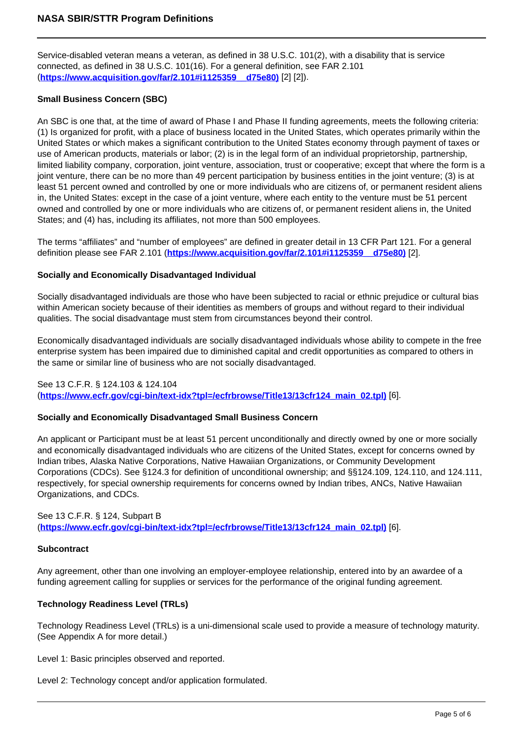Service-disabled veteran means a veteran, as defined in 38 U.S.C. 101(2), with a disability that is service connected, as defined in 38 U.S.C. 101(16). For a general definition, see FAR 2.101 (**https://www.acquisition.gov/far/2.101#i1125359__d75e80)** [2] [2]).

**Small Business Concern (SBC)**

An SBC is one that, at the time of award of Phase I and Phase II funding agreements, meets the following criteria: (1) Is organized for profit, with a place of business located in the United States, which operates primarily within the United States or which makes a significant contribution to the United States economy through payment of taxes or use of American products, materials or labor; (2) is in the legal form of an individual proprietorship, partnership, limited liability company, corporation, joint venture, association, trust or cooperative; except that where the form is a joint venture, there can be no more than 49 percent participation by business entities in the joint venture; (3) is at least 51 percent owned and controlled by one or more individuals who are citizens of, or permanent resident aliens in, the United States: except in the case of a joint venture, where each entity to the venture must be 51 percent owned and controlled by one or more individuals who are citizens of, or permanent resident aliens in, the United States; and (4) has, including its affiliates, not more than 500 employees.

The terms “affiliates” and “number of employees” are defined in greater detail in 13 CFR Part 121. For a general definition please see FAR 2.101 (**https://www.acquisition.gov/far/2.101#i1125359__d75e80)** [2].

**Socially and Economically Disadvantaged Individual**

Socially disadvantaged individuals are those who have been subjected to racial or ethnic prejudice or cultural bias within American society because of their identities as members of groups and without regard to their individual qualities. The social disadvantage must stem from circumstances beyond their control.

Economically disadvantaged individuals are socially disadvantaged individuals whose ability to compete in the free enterprise system has been impaired due to diminished capital and credit opportunities as compared to others in the same or similar line of business who are not socially disadvantaged.

See 13 C.F.R. § 124.103 & 124.104 (**https://www.ecfr.gov/cgi-bin/text-idx?tpl=/ecfrbrowse/Title13/13cfr124_main_02.tpl)** [6].

**Socially and Economically Disadvantaged Small Business Concern**

An applicant or Participant must be at least 51 percent unconditionally and directly owned by one or more socially and economically disadvantaged individuals who are citizens of the United States, except for concerns owned by Indian tribes, Alaska Native Corporations, Native Hawaiian Organizations, or Community Development Corporations (CDCs). See §124.3 for definition of unconditional ownership; and §§124.109, 124.110, and 124.111, respectively, for special ownership requirements for concerns owned by Indian tribes, ANCs, Native Hawaiian Organizations, and CDCs.

See 13 C.F.R. § 124, Subpart B (**https://www.ecfr.gov/cgi-bin/text-idx?tpl=/ecfrbrowse/Title13/13cfr124_main_02.tpl)** [6].

**Subcontract**

Any agreement, other than one involving an employer-employee relationship, entered into by an awardee of a funding agreement calling for supplies or services for the performance of the original funding agreement.

**Technology Readiness Level (TRLs)**

Technology Readiness Level (TRLs) is a uni-dimensional scale used to provide a measure of technology maturity. (See Appendix A for more detail.)

Level 1: Basic principles observed and reported.

Level 2: Technology concept and/or application formulated.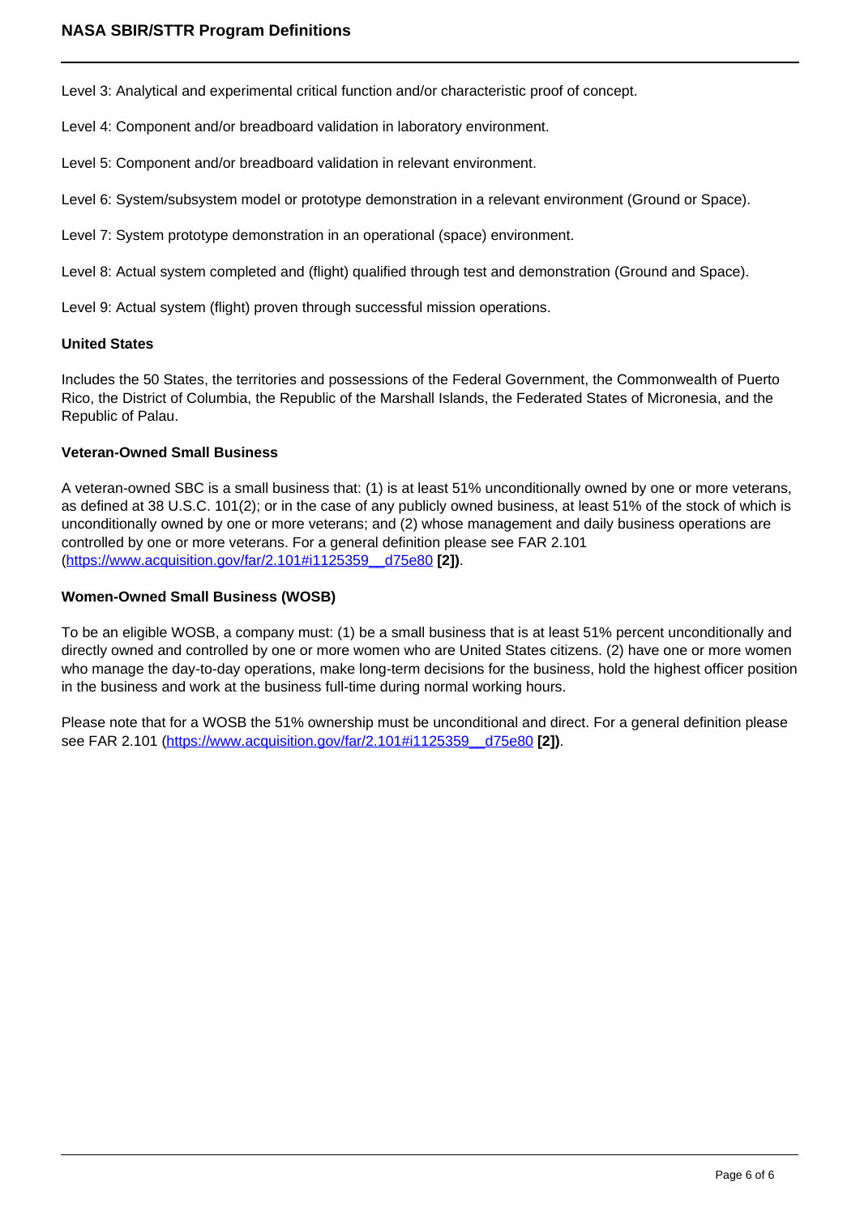Level 3: Analytical and experimental critical function and/or characteristic proof of concept.

Level 4: Component and/or breadboard validation in laboratory environment.

Level 5: Component and/or breadboard validation in relevant environment.

Level 6: System/subsystem model or prototype demonstration in a relevant environment (Ground or Space).

Level 7: System prototype demonstration in an operational (space) environment.

Level 8: Actual system completed and (flight) qualified through test and demonstration (Ground and Space).

Level 9: Actual system (flight) proven through successful mission operations.

**United States**

Includes the 50 States, the territories and possessions of the Federal Government, the Commonwealth of Puerto Rico, the District of Columbia, the Republic of the Marshall Islands, the Federated States of Micronesia, and the Republic of Palau.

**Veteran-Owned Small Business**

A veteran-owned SBC is a small business that: (1) is at least 51% unconditionally owned by one or more veterans, as defined at 38 U.S.C. 101(2); or in the case of any publicly owned business, at least 51% of the stock of which is unconditionally owned by one or more veterans; and (2) whose management and daily business operations are controlled by one or more veterans. For a general definition please see FAR 2.101 (https://www.acquisition.gov/far/2.101#i1125359__d75e80 **[2])**.

**Women-Owned Small Business (WOSB)**

To be an eligible WOSB, a company must: (1) be a small business that is at least 51% percent unconditionally and directly owned and controlled by one or more women who are United States citizens. (2) have one or more women who manage the day-to-day operations, make long-term decisions for the business, hold the highest officer position in the business and work at the business full-time during normal working hours.

Please note that for a WOSB the 51% ownership must be unconditional and direct. For a general definition please see FAR 2.101 (https://www.acquisition.gov/far/2.101#i1125359__d75e80 **[2])**.